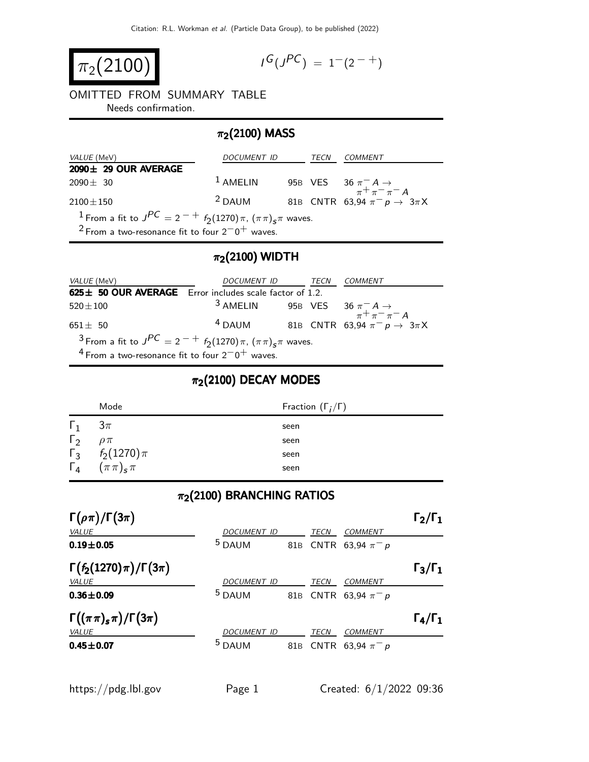# $\pi_2(2100)$

$I^G(J^{PC}) = 1^-(2^{-+})$

OMITTED FROM SUMMARY TABLE
Needs confirmation.

## $\pi_2(2100)$ MASS

| VALUE (MeV) | DOCUMENT ID | | TECN | COMMENT |
|---|---|---|---|---|
| **2090± 29 OUR AVERAGE** | | | | |
| 2090± 30 | [1] AMELIN | 95B | VES | 36 $\pi^- A \rightarrow \pi^+\pi^-\pi^- A$ |
| 2100±150 | [2] DAUM | 81B | CNTR | 63,94 $\pi^- p \rightarrow 3\pi X$ |

[1] From a fit to $J^{PC} = 2^{-+}$ $f_2(1270)\pi$, $(\pi\pi)_s\pi$ waves.
[2] From a two-resonance fit to four $2^-0^+$ waves.

## $\pi_2(2100)$ WIDTH

| VALUE (MeV) | DOCUMENT ID | | TECN | COMMENT |
|---|---|---|---|---|
| **625± 50 OUR AVERAGE** Error includes scale factor of 1.2. | | | | |
| 520±100 | [3] AMELIN | 95B | VES | 36 $\pi^- A \rightarrow \pi^+\pi^-\pi^- A$ |
| 651± 50 | [4] DAUM | 81B | CNTR | 63,94 $\pi^- p \rightarrow 3\pi X$ |

[3] From a fit to $J^{PC} = 2^{-+}$ $f_2(1270)\pi$, $(\pi\pi)_s\pi$ waves.
[4] From a two-resonance fit to four $2^-0^+$ waves.

## $\pi_2(2100)$ DECAY MODES

| | Mode | Fraction ($\Gamma_i/\Gamma$) |
|---|---|---|
| $\Gamma_1$ | $3\pi$ | seen |
| $\Gamma_2$ | $\rho\pi$ | seen |
| $\Gamma_3$ | $f_2(1270)\pi$ | seen |
| $\Gamma_4$ | $(\pi\pi)_s\pi$ | seen |

## $\pi_2(2100)$ BRANCHING RATIOS

### $\Gamma(\rho\pi)/\Gamma(3\pi)$ $\Gamma_2/\Gamma_1$

| VALUE | DOCUMENT ID | | TECN | COMMENT |
|---|---|---|---|---|
| **0.19±0.05** | [5] DAUM | 81B | CNTR | 63,94 $\pi^- p$ |

### $\Gamma(f_2(1270)\pi)/\Gamma(3\pi)$ $\Gamma_3/\Gamma_1$

| VALUE | DOCUMENT ID | | TECN | COMMENT |
|---|---|---|---|---|
| **0.36±0.09** | [5] DAUM | 81B | CNTR | 63,94 $\pi^- p$ |

### $\Gamma((\pi\pi)_s\pi)/\Gamma(3\pi)$ $\Gamma_4/\Gamma_1$

| VALUE | DOCUMENT ID | | TECN | COMMENT |
|---|---|---|---|---|
| **0.45±0.07** | [5] DAUM | 81B | CNTR | 63,94 $\pi^- p$ |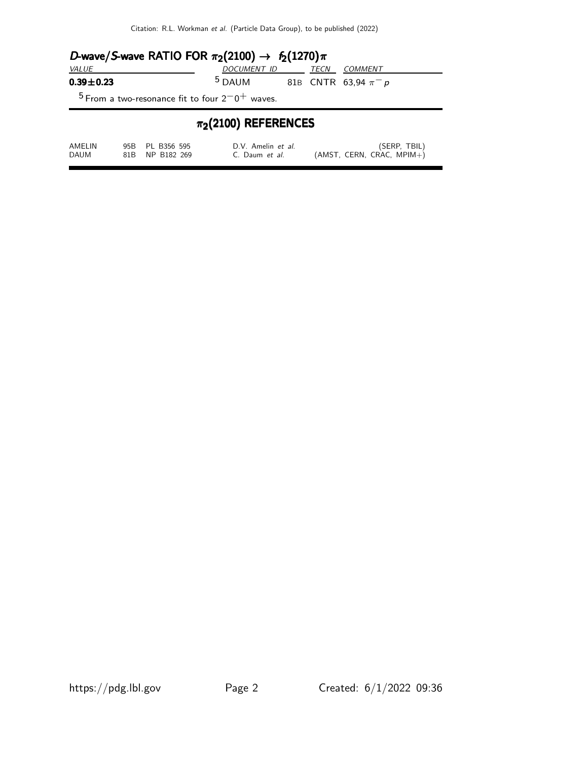### *D*-wave/*S*-wave RATIO FOR $\pi_2(2100) \rightarrow f_2(1270)\pi$

| *VALUE* | *DOCUMENT ID* | | *TECN* | *COMMENT* |
|---|---|---|---|---|
| **0.39±0.23** | [5] DAUM | 81B | CNTR | 63,94 $\pi^- p$ |

[5] From a two-resonance fit to four $2^-0^+$ waves.

## $\pi_2$(2100) REFERENCES

| | | | | |
|---|---|---|---|---|
| AMELIN | 95B | PL B356 595 | D.V. Amelin *et al.* | (SERP, TBIL) |
| DAUM | 81B | NP B182 269 | C. Daum *et al.* | (AMST, CERN, CRAC, MPIM+) |